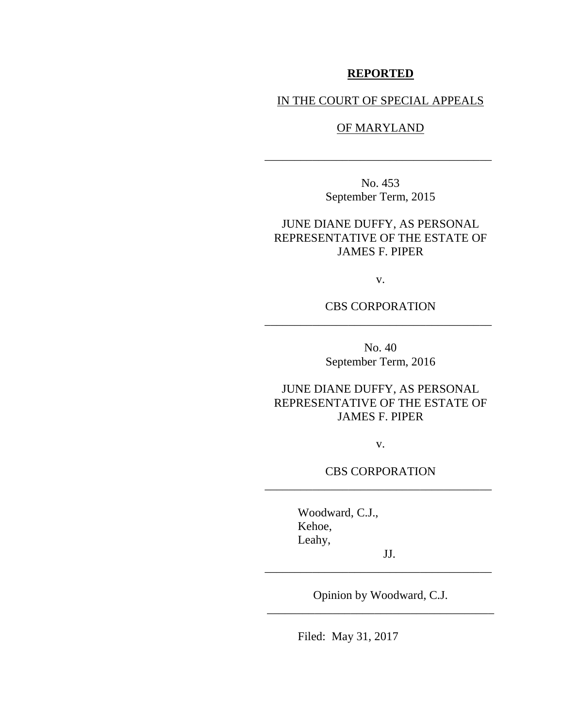**REPORTED**

IN THE COURT OF SPECIAL APPEALS

OF MARYLAND

---

No. 453
September Term, 2015

JUNE DIANE DUFFY, AS PERSONAL REPRESENTATIVE OF THE ESTATE OF JAMES F. PIPER

v.

CBS CORPORATION

---

No. 40
September Term, 2016

JUNE DIANE DUFFY, AS PERSONAL REPRESENTATIVE OF THE ESTATE OF JAMES F. PIPER

v.

CBS CORPORATION

---

Woodward, C.J.,
Kehoe,
Leahy,

JJ.

---

Opinion by Woodward, C.J.

---

Filed: May 31, 2017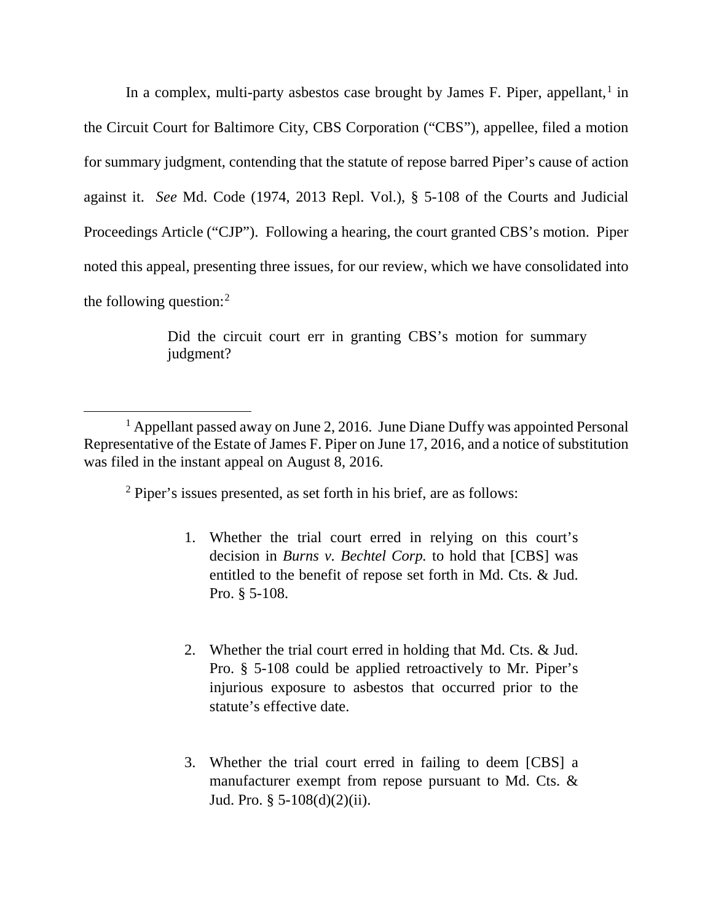In a complex, multi-party asbestos case brought by James F. Piper, appellant,[1] in the Circuit Court for Baltimore City, CBS Corporation ("CBS"), appellee, filed a motion for summary judgment, contending that the statute of repose barred Piper's cause of action against it. *See* Md. Code (1974, 2013 Repl. Vol.), § 5-108 of the Courts and Judicial Proceedings Article ("CJP"). Following a hearing, the court granted CBS's motion. Piper noted this appeal, presenting three issues, for our review, which we have consolidated into the following question:[2]

> Did the circuit court err in granting CBS's motion for summary judgment?

---

[1] Appellant passed away on June 2, 2016. June Diane Duffy was appointed Personal Representative of the Estate of James F. Piper on June 17, 2016, and a notice of substitution was filed in the instant appeal on August 8, 2016.

[2] Piper's issues presented, as set forth in his brief, are as follows:

> 1. Whether the trial court erred in relying on this court's decision in *Burns v. Bechtel Corp.* to hold that [CBS] was entitled to the benefit of repose set forth in Md. Cts. & Jud. Pro. § 5-108.
>
> 2. Whether the trial court erred in holding that Md. Cts. & Jud. Pro. § 5-108 could be applied retroactively to Mr. Piper's injurious exposure to asbestos that occurred prior to the statute's effective date.
>
> 3. Whether the trial court erred in failing to deem [CBS] a manufacturer exempt from repose pursuant to Md. Cts. & Jud. Pro. § 5-108(d)(2)(ii).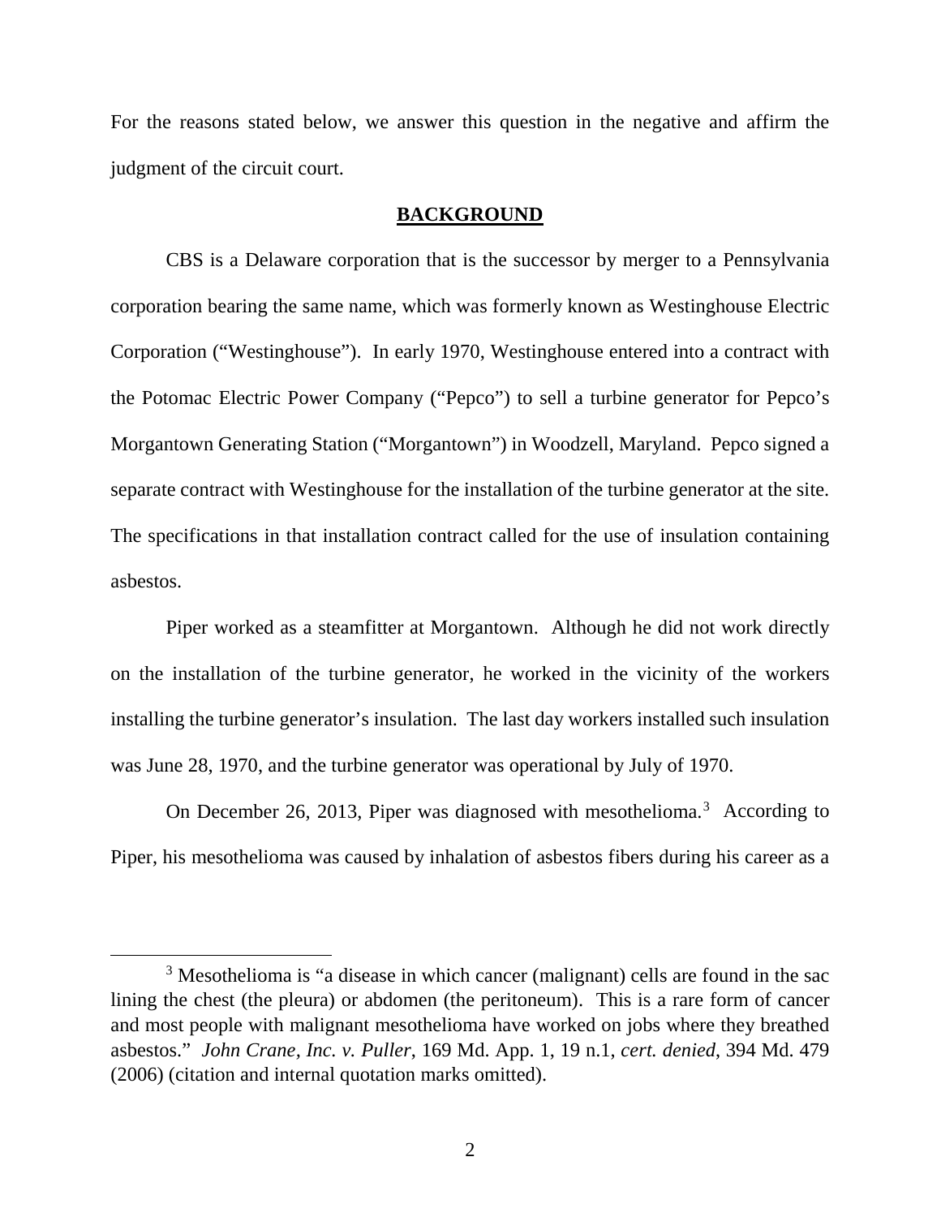For the reasons stated below, we answer this question in the negative and affirm the judgment of the circuit court.

## **BACKGROUND**

CBS is a Delaware corporation that is the successor by merger to a Pennsylvania corporation bearing the same name, which was formerly known as Westinghouse Electric Corporation ("Westinghouse"). In early 1970, Westinghouse entered into a contract with the Potomac Electric Power Company ("Pepco") to sell a turbine generator for Pepco's Morgantown Generating Station ("Morgantown") in Woodzell, Maryland. Pepco signed a separate contract with Westinghouse for the installation of the turbine generator at the site. The specifications in that installation contract called for the use of insulation containing asbestos.

Piper worked as a steamfitter at Morgantown. Although he did not work directly on the installation of the turbine generator, he worked in the vicinity of the workers installing the turbine generator's insulation. The last day workers installed such insulation was June 28, 1970, and the turbine generator was operational by July of 1970.

On December 26, 2013, Piper was diagnosed with mesothelioma.[3] According to Piper, his mesothelioma was caused by inhalation of asbestos fibers during his career as a

[3] Mesothelioma is "a disease in which cancer (malignant) cells are found in the sac lining the chest (the pleura) or abdomen (the peritoneum). This is a rare form of cancer and most people with malignant mesothelioma have worked on jobs where they breathed asbestos." *John Crane, Inc. v. Puller*, 169 Md. App. 1, 19 n.1, *cert. denied*, 394 Md. 479 (2006) (citation and internal quotation marks omitted).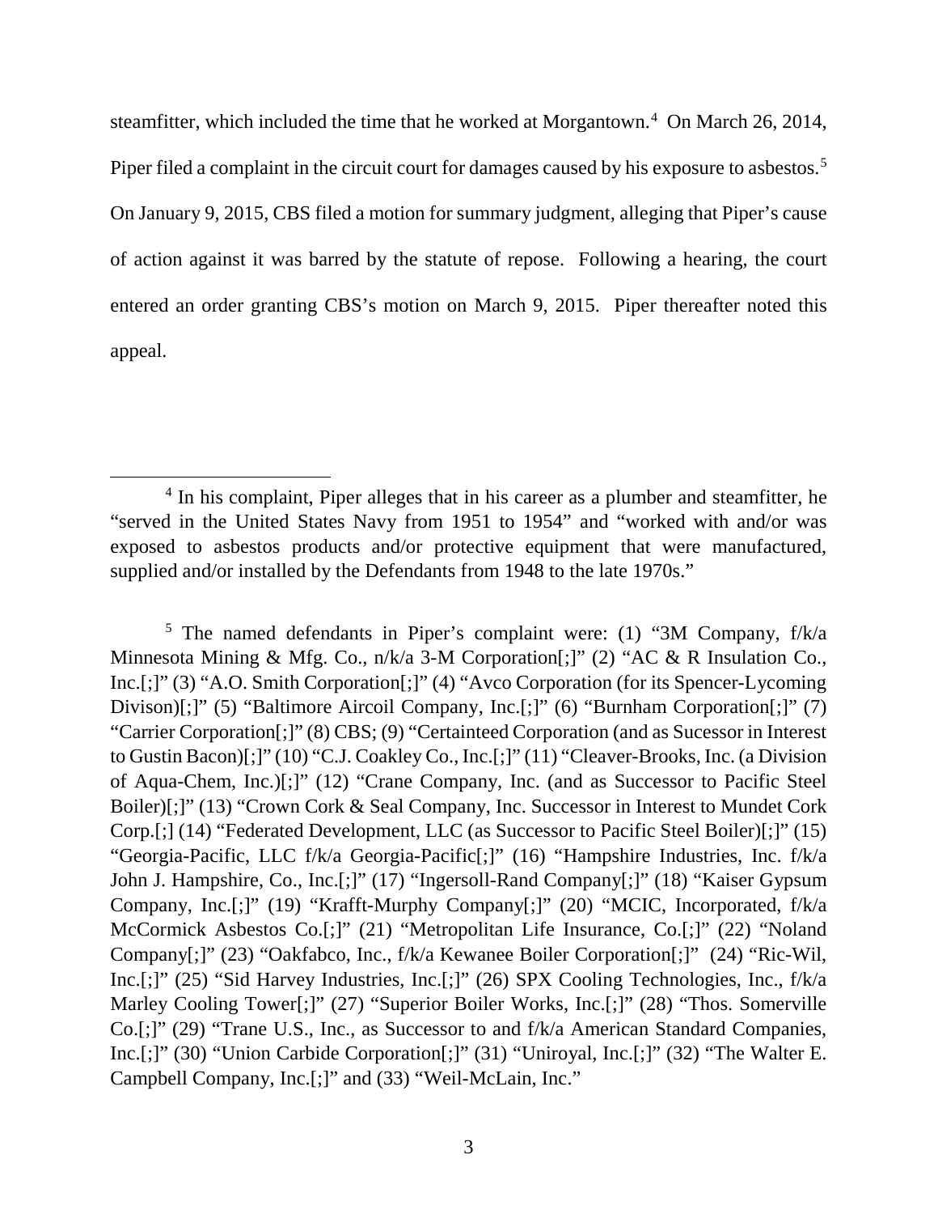steamfitter, which included the time that he worked at Morgantown.[4] On March 26, 2014, Piper filed a complaint in the circuit court for damages caused by his exposure to asbestos.[5] On January 9, 2015, CBS filed a motion for summary judgment, alleging that Piper's cause of action against it was barred by the statute of repose. Following a hearing, the court entered an order granting CBS's motion on March 9, 2015. Piper thereafter noted this appeal.

---

[4] In his complaint, Piper alleges that in his career as a plumber and steamfitter, he "served in the United States Navy from 1951 to 1954" and "worked with and/or was exposed to asbestos products and/or protective equipment that were manufactured, supplied and/or installed by the Defendants from 1948 to the late 1970s."

[5] The named defendants in Piper's complaint were: (1) "3M Company, f/k/a Minnesota Mining & Mfg. Co., n/k/a 3-M Corporation[;]" (2) "AC & R Insulation Co., Inc.[;]" (3) "A.O. Smith Corporation[;]" (4) "Avco Corporation (for its Spencer-Lycoming Divison)[;]" (5) "Baltimore Aircoil Company, Inc.[;]" (6) "Burnham Corporation[;]" (7) "Carrier Corporation[;]" (8) CBS; (9) "Certainteed Corporation (and as Sucessor in Interest to Gustin Bacon)[;]" (10) "C.J. Coakley Co., Inc.[;]" (11) "Cleaver-Brooks, Inc. (a Division of Aqua-Chem, Inc.)[;]" (12) "Crane Company, Inc. (and as Successor to Pacific Steel Boiler)[;]" (13) "Crown Cork & Seal Company, Inc. Successor in Interest to Mundet Cork Corp.[;] (14) "Federated Development, LLC (as Successor to Pacific Steel Boiler)[;]" (15) "Georgia-Pacific, LLC f/k/a Georgia-Pacific[;]" (16) "Hampshire Industries, Inc. f/k/a John J. Hampshire, Co., Inc.[;]" (17) "Ingersoll-Rand Company[;]" (18) "Kaiser Gypsum Company, Inc.[;]" (19) "Krafft-Murphy Company[;]" (20) "MCIC, Incorporated, f/k/a McCormick Asbestos Co.[;]" (21) "Metropolitan Life Insurance, Co.[;]" (22) "Noland Company[;]" (23) "Oakfabco, Inc., f/k/a Kewanee Boiler Corporation[;]" (24) "Ric-Wil, Inc.[;]" (25) "Sid Harvey Industries, Inc.[;]" (26) SPX Cooling Technologies, Inc., f/k/a Marley Cooling Tower[;]" (27) "Superior Boiler Works, Inc.[;]" (28) "Thos. Somerville Co.[;]" (29) "Trane U.S., Inc., as Successor to and f/k/a American Standard Companies, Inc.[;]" (30) "Union Carbide Corporation[;]" (31) "Uniroyal, Inc.[;]" (32) "The Walter E. Campbell Company, Inc.[;]" and (33) "Weil-McLain, Inc."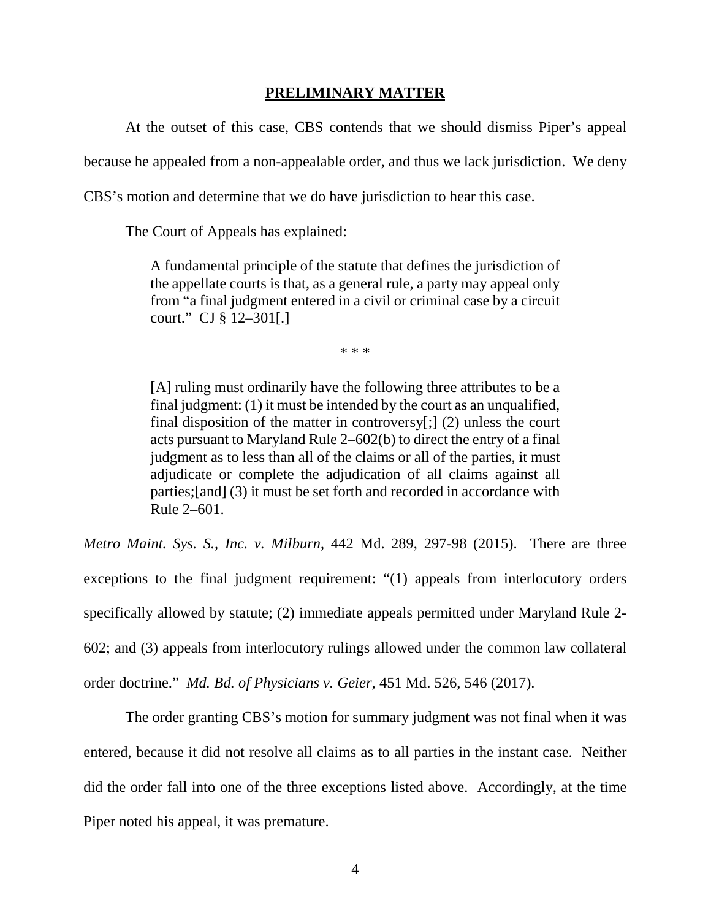## PRELIMINARY MATTER

At the outset of this case, CBS contends that we should dismiss Piper's appeal because he appealed from a non-appealable order, and thus we lack jurisdiction. We deny CBS's motion and determine that we do have jurisdiction to hear this case.

The Court of Appeals has explained:

> A fundamental principle of the statute that defines the jurisdiction of the appellate courts is that, as a general rule, a party may appeal only from "a final judgment entered in a civil or criminal case by a circuit court." CJ § 12–301[.]
>
> \* \* \*
>
> [A] ruling must ordinarily have the following three attributes to be a final judgment: (1) it must be intended by the court as an unqualified, final disposition of the matter in controversy[;] (2) unless the court acts pursuant to Maryland Rule 2–602(b) to direct the entry of a final judgment as to less than all of the claims or all of the parties, it must adjudicate or complete the adjudication of all claims against all parties;[and] (3) it must be set forth and recorded in accordance with Rule 2–601.

*Metro Maint. Sys. S., Inc. v. Milburn*, 442 Md. 289, 297-98 (2015). There are three exceptions to the final judgment requirement: "(1) appeals from interlocutory orders specifically allowed by statute; (2) immediate appeals permitted under Maryland Rule 2-602; and (3) appeals from interlocutory rulings allowed under the common law collateral order doctrine." *Md. Bd. of Physicians v. Geier*, 451 Md. 526, 546 (2017).

The order granting CBS's motion for summary judgment was not final when it was entered, because it did not resolve all claims as to all parties in the instant case. Neither did the order fall into one of the three exceptions listed above. Accordingly, at the time Piper noted his appeal, it was premature.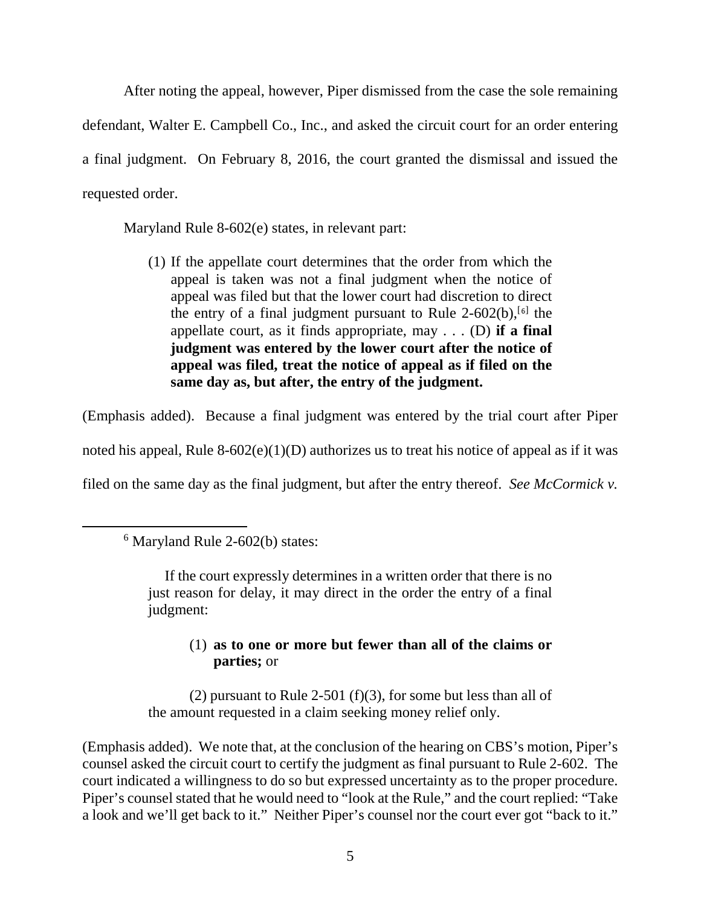After noting the appeal, however, Piper dismissed from the case the sole remaining defendant, Walter E. Campbell Co., Inc., and asked the circuit court for an order entering a final judgment. On February 8, 2016, the court granted the dismissal and issued the requested order.

Maryland Rule 8-602(e) states, in relevant part:

> (1) If the appellate court determines that the order from which the appeal is taken was not a final judgment when the notice of appeal was filed but that the lower court had discretion to direct the entry of a final judgment pursuant to Rule 2-602(b),[6] the appellate court, as it finds appropriate, may . . . (D) **if a final judgment was entered by the lower court after the notice of appeal was filed, treat the notice of appeal as if filed on the same day as, but after, the entry of the judgment.**

(Emphasis added). Because a final judgment was entered by the trial court after Piper noted his appeal, Rule 8-602(e)(1)(D) authorizes us to treat his notice of appeal as if it was filed on the same day as the final judgment, but after the entry thereof. *See McCormick v.*

---

[6] Maryland Rule 2-602(b) states:

> If the court expressly determines in a written order that there is no just reason for delay, it may direct in the order the entry of a final judgment:
>
> (1) **as to one or more but fewer than all of the claims or parties;** or
>
> (2) pursuant to Rule 2-501 (f)(3), for some but less than all of the amount requested in a claim seeking money relief only.

(Emphasis added). We note that, at the conclusion of the hearing on CBS's motion, Piper's counsel asked the circuit court to certify the judgment as final pursuant to Rule 2-602. The court indicated a willingness to do so but expressed uncertainty as to the proper procedure. Piper's counsel stated that he would need to "look at the Rule," and the court replied: "Take a look and we'll get back to it." Neither Piper's counsel nor the court ever got "back to it."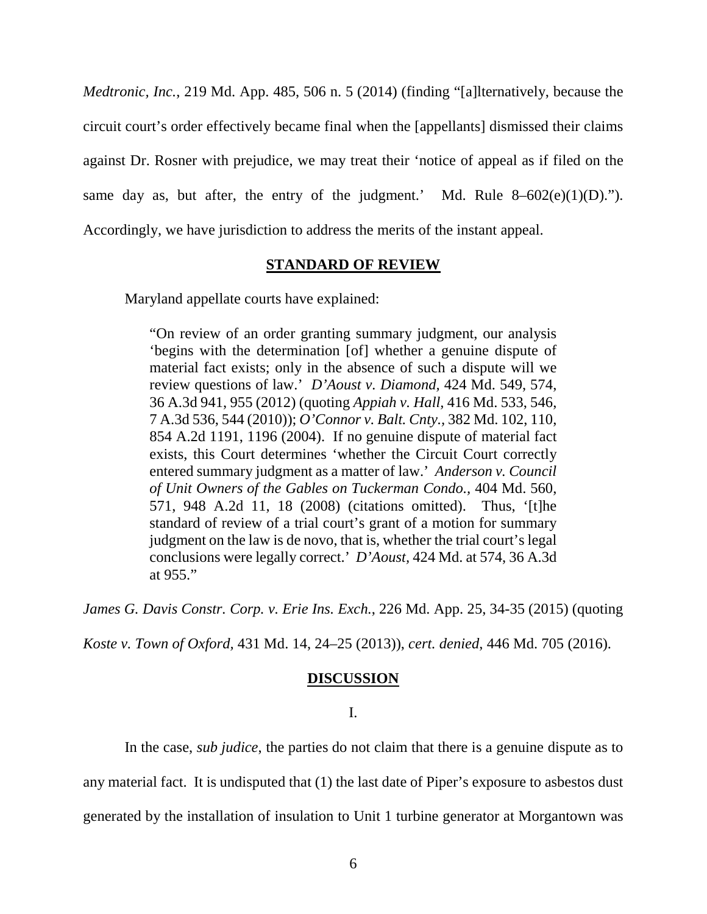*Medtronic, Inc.*, 219 Md. App. 485, 506 n. 5 (2014) (finding "[a]lternatively, because the circuit court's order effectively became final when the [appellants] dismissed their claims against Dr. Rosner with prejudice, we may treat their 'notice of appeal as if filed on the same day as, but after, the entry of the judgment.' Md. Rule 8–602(e)(1)(D)."). Accordingly, we have jurisdiction to address the merits of the instant appeal.

## STANDARD OF REVIEW

Maryland appellate courts have explained:

> "On review of an order granting summary judgment, our analysis 'begins with the determination [of] whether a genuine dispute of material fact exists; only in the absence of such a dispute will we review questions of law.' *D'Aoust v. Diamond*, 424 Md. 549, 574, 36 A.3d 941, 955 (2012) (quoting *Appiah v. Hall*, 416 Md. 533, 546, 7 A.3d 536, 544 (2010)); *O'Connor v. Balt. Cnty.*, 382 Md. 102, 110, 854 A.2d 1191, 1196 (2004). If no genuine dispute of material fact exists, this Court determines 'whether the Circuit Court correctly entered summary judgment as a matter of law.' *Anderson v. Council of Unit Owners of the Gables on Tuckerman Condo.*, 404 Md. 560, 571, 948 A.2d 11, 18 (2008) (citations omitted). Thus, '[t]he standard of review of a trial court's grant of a motion for summary judgment on the law is de novo, that is, whether the trial court's legal conclusions were legally correct.' *D'Aoust*, 424 Md. at 574, 36 A.3d at 955."

*James G. Davis Constr. Corp. v. Erie Ins. Exch.*, 226 Md. App. 25, 34-35 (2015) (quoting *Koste v. Town of Oxford*, 431 Md. 14, 24–25 (2013)), *cert. denied*, 446 Md. 705 (2016).

## DISCUSSION

I.

In the case, *sub judice*, the parties do not claim that there is a genuine dispute as to any material fact. It is undisputed that (1) the last date of Piper's exposure to asbestos dust generated by the installation of insulation to Unit 1 turbine generator at Morgantown was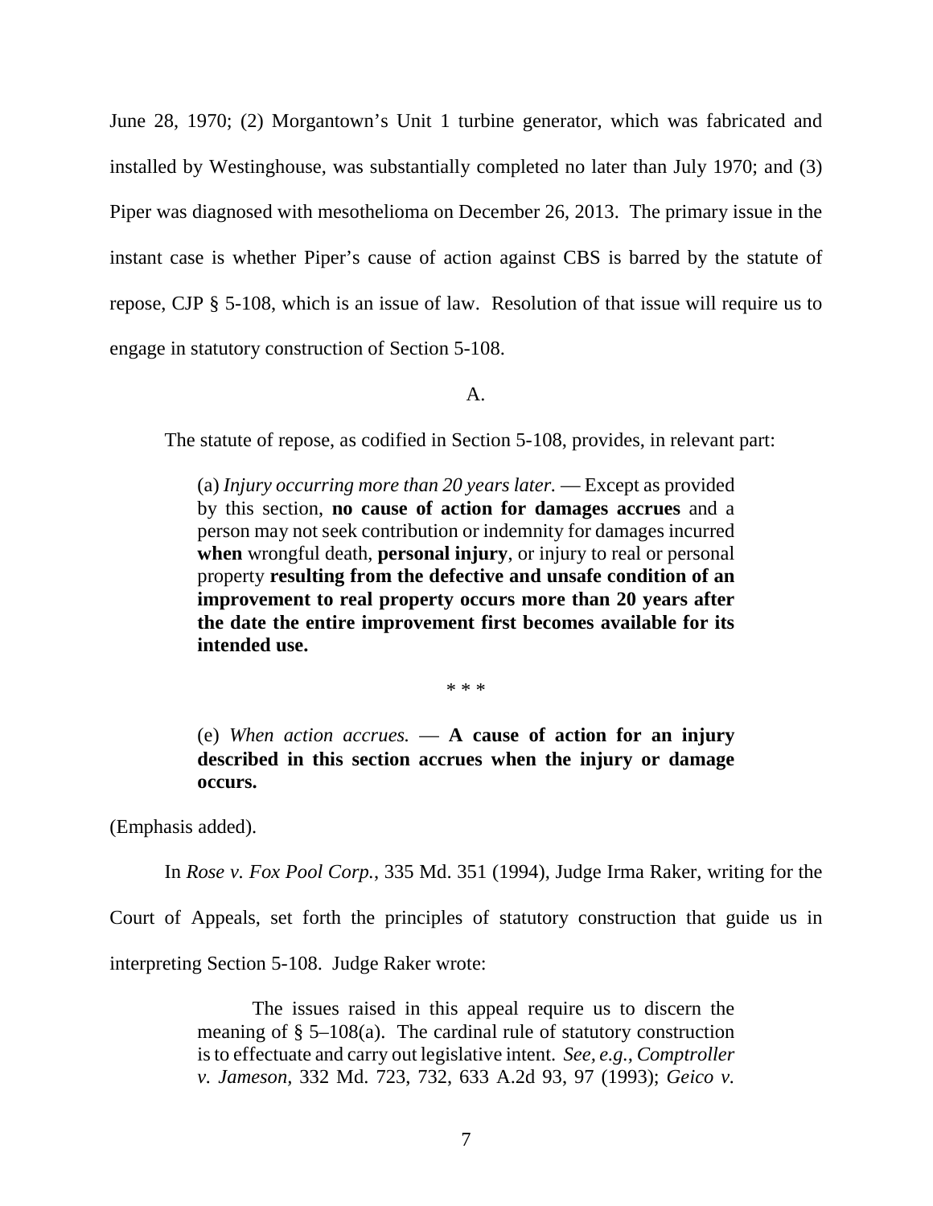June 28, 1970; (2) Morgantown's Unit 1 turbine generator, which was fabricated and installed by Westinghouse, was substantially completed no later than July 1970; and (3) Piper was diagnosed with mesothelioma on December 26, 2013. The primary issue in the instant case is whether Piper's cause of action against CBS is barred by the statute of repose, CJP § 5-108, which is an issue of law. Resolution of that issue will require us to engage in statutory construction of Section 5-108.

A.

The statute of repose, as codified in Section 5-108, provides, in relevant part:

> (a) *Injury occurring more than 20 years later.* — Except as provided by this section, **no cause of action for damages accrues** and a person may not seek contribution or indemnity for damages incurred **when** wrongful death, **personal injury**, or injury to real or personal property **resulting from the defective and unsafe condition of an improvement to real property occurs more than 20 years after the date the entire improvement first becomes available for its intended use.**
>
> \* \* \*
>
> (e) *When action accrues.* — **A cause of action for an injury described in this section accrues when the injury or damage occurs.**

(Emphasis added).

In *Rose v. Fox Pool Corp.*, 335 Md. 351 (1994), Judge Irma Raker, writing for the Court of Appeals, set forth the principles of statutory construction that guide us in interpreting Section 5-108. Judge Raker wrote:

> The issues raised in this appeal require us to discern the meaning of § 5–108(a). The cardinal rule of statutory construction is to effectuate and carry out legislative intent. *See, e.g.*, *Comptroller v. Jameson*, 332 Md. 723, 732, 633 A.2d 93, 97 (1993); *Geico v.*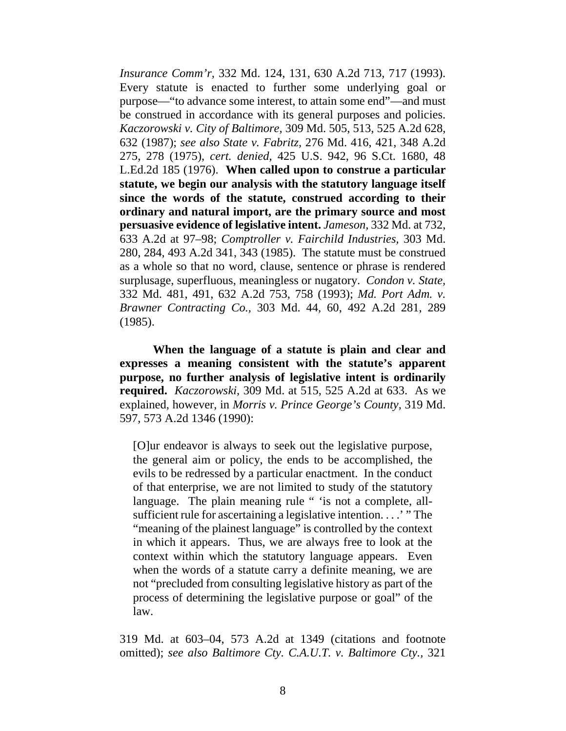*Insurance Comm'r*, 332 Md. 124, 131, 630 A.2d 713, 717 (1993). Every statute is enacted to further some underlying goal or purpose—"to advance some interest, to attain some end"—and must be construed in accordance with its general purposes and policies. *Kaczorowski v. City of Baltimore,* 309 Md. 505, 513, 525 A.2d 628, 632 (1987); *see also State v. Fabritz,* 276 Md. 416, 421, 348 A.2d 275, 278 (1975), *cert. denied,* 425 U.S. 942, 96 S.Ct. 1680, 48 L.Ed.2d 185 (1976). **When called upon to construe a particular statute, we begin our analysis with the statutory language itself since the words of the statute, construed according to their ordinary and natural import, are the primary source and most persuasive evidence of legislative intent.** *Jameson,* 332 Md. at 732, 633 A.2d at 97–98; *Comptroller v. Fairchild Industries,* 303 Md. 280, 284, 493 A.2d 341, 343 (1985). The statute must be construed as a whole so that no word, clause, sentence or phrase is rendered surplusage, superfluous, meaningless or nugatory. *Condon v. State,* 332 Md. 481, 491, 632 A.2d 753, 758 (1993); *Md. Port Adm. v. Brawner Contracting Co.,* 303 Md. 44, 60, 492 A.2d 281, 289 (1985).

**When the language of a statute is plain and clear and expresses a meaning consistent with the statute's apparent purpose, no further analysis of legislative intent is ordinarily required.** *Kaczorowski*, 309 Md. at 515, 525 A.2d at 633. As we explained, however, in *Morris v. Prince George's County,* 319 Md. 597, 573 A.2d 1346 (1990):

> [O]ur endeavor is always to seek out the legislative purpose, the general aim or policy, the ends to be accomplished, the evils to be redressed by a particular enactment. In the conduct of that enterprise, we are not limited to study of the statutory language. The plain meaning rule " 'is not a complete, all-sufficient rule for ascertaining a legislative intention. . . .' " The "meaning of the plainest language" is controlled by the context in which it appears. Thus, we are always free to look at the context within which the statutory language appears. Even when the words of a statute carry a definite meaning, we are not "precluded from consulting legislative history as part of the process of determining the legislative purpose or goal" of the law.

319 Md. at 603–04, 573 A.2d at 1349 (citations and footnote omitted); *see also Baltimore Cty. C.A.U.T. v. Baltimore Cty.,* 321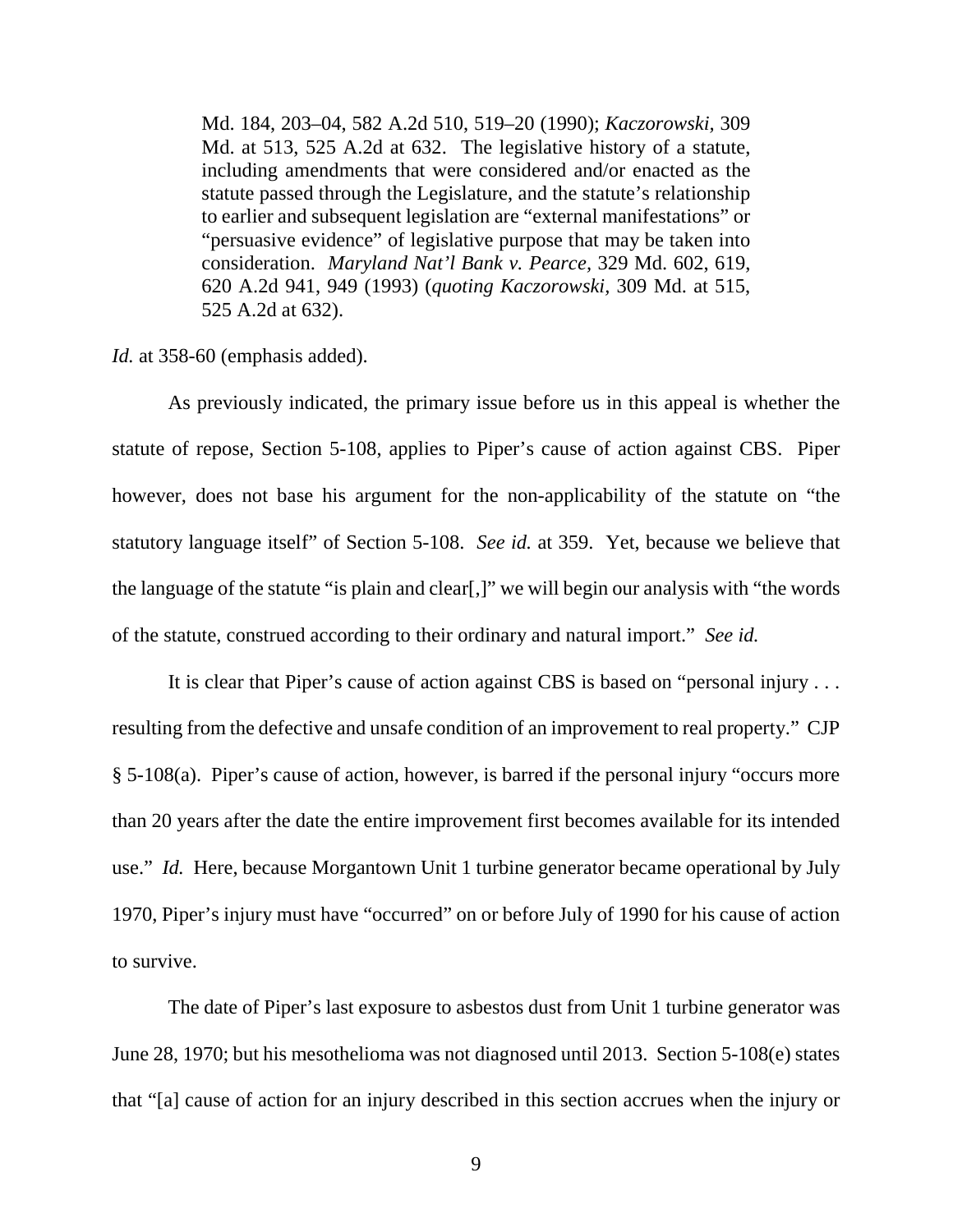> Md. 184, 203–04, 582 A.2d 510, 519–20 (1990); *Kaczorowski*, 309 Md. at 513, 525 A.2d at 632. The legislative history of a statute, including amendments that were considered and/or enacted as the statute passed through the Legislature, and the statute's relationship to earlier and subsequent legislation are "external manifestations" or "persuasive evidence" of legislative purpose that may be taken into consideration. *Maryland Nat'l Bank v. Pearce*, 329 Md. 602, 619, 620 A.2d 941, 949 (1993) (*quoting Kaczorowski*, 309 Md. at 515, 525 A.2d at 632).

*Id.* at 358-60 (emphasis added).

As previously indicated, the primary issue before us in this appeal is whether the statute of repose, Section 5-108, applies to Piper's cause of action against CBS. Piper however, does not base his argument for the non-applicability of the statute on "the statutory language itself" of Section 5-108. *See id.* at 359. Yet, because we believe that the language of the statute "is plain and clear[,]" we will begin our analysis with "the words of the statute, construed according to their ordinary and natural import." *See id.*

It is clear that Piper's cause of action against CBS is based on "personal injury . . . resulting from the defective and unsafe condition of an improvement to real property." CJP § 5-108(a). Piper's cause of action, however, is barred if the personal injury "occurs more than 20 years after the date the entire improvement first becomes available for its intended use." *Id.* Here, because Morgantown Unit 1 turbine generator became operational by July 1970, Piper's injury must have "occurred" on or before July of 1990 for his cause of action to survive.

The date of Piper's last exposure to asbestos dust from Unit 1 turbine generator was June 28, 1970; but his mesothelioma was not diagnosed until 2013. Section 5-108(e) states that "[a] cause of action for an injury described in this section accrues when the injury or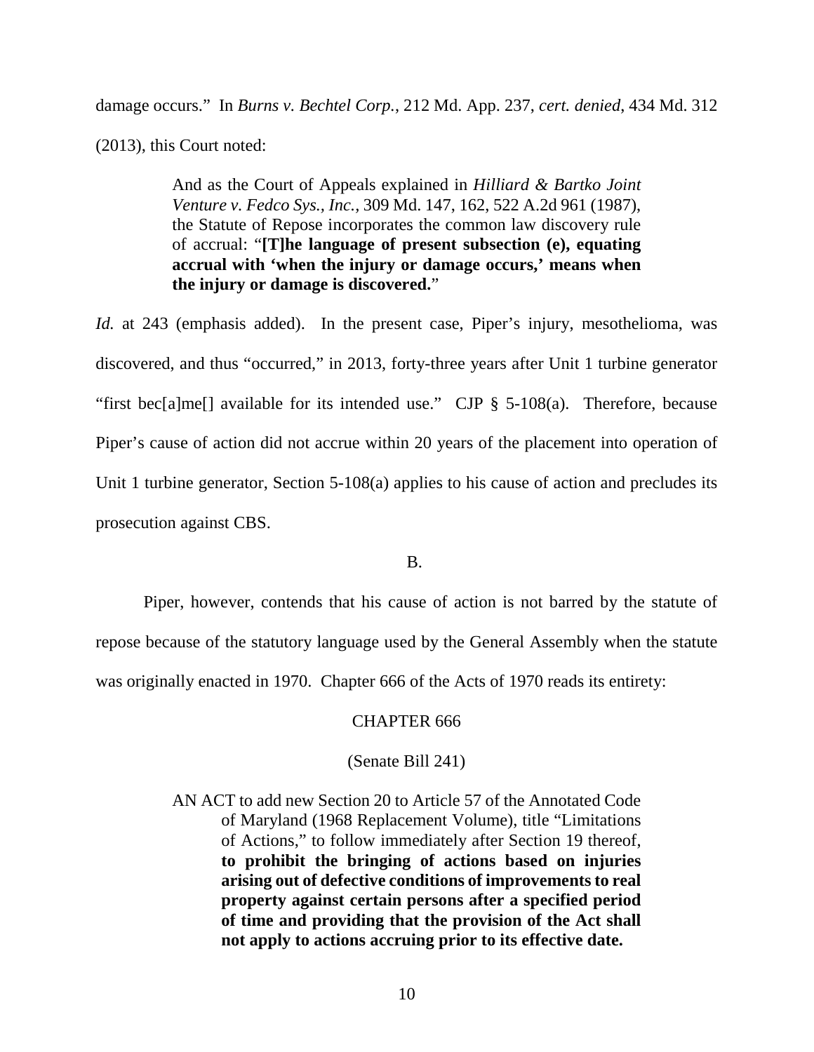damage occurs." In *Burns v. Bechtel Corp.*, 212 Md. App. 237, *cert. denied*, 434 Md. 312 (2013), this Court noted:

> And as the Court of Appeals explained in *Hilliard & Bartko Joint Venture v. Fedco Sys., Inc.*, 309 Md. 147, 162, 522 A.2d 961 (1987), the Statute of Repose incorporates the common law discovery rule of accrual: "**[T]he language of present subsection (e), equating accrual with 'when the injury or damage occurs,' means when the injury or damage is discovered.**"

*Id.* at 243 (emphasis added). In the present case, Piper's injury, mesothelioma, was discovered, and thus "occurred," in 2013, forty-three years after Unit 1 turbine generator "first bec[a]me[] available for its intended use." CJP § 5-108(a). Therefore, because Piper's cause of action did not accrue within 20 years of the placement into operation of Unit 1 turbine generator, Section 5-108(a) applies to his cause of action and precludes its prosecution against CBS.

B.

Piper, however, contends that his cause of action is not barred by the statute of repose because of the statutory language used by the General Assembly when the statute was originally enacted in 1970. Chapter 666 of the Acts of 1970 reads its entirety:

> CHAPTER 666
>
> (Senate Bill 241)
>
> AN ACT to add new Section 20 to Article 57 of the Annotated Code of Maryland (1968 Replacement Volume), title "Limitations of Actions," to follow immediately after Section 19 thereof, **to prohibit the bringing of actions based on injuries arising out of defective conditions of improvements to real property against certain persons after a specified period of time and providing that the provision of the Act shall not apply to actions accruing prior to its effective date.**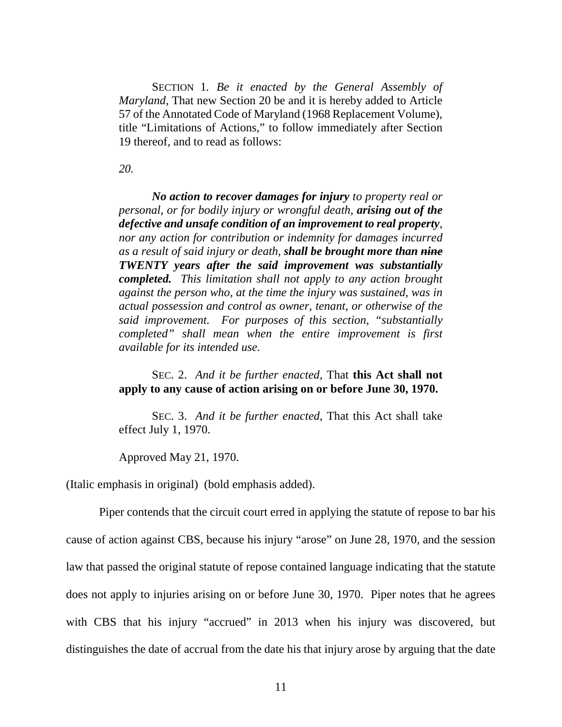SECTION 1. *Be it enacted by the General Assembly of Maryland,* That new Section 20 be and it is hereby added to Article 57 of the Annotated Code of Maryland (1968 Replacement Volume), title "Limitations of Actions," to follow immediately after Section 19 thereof, and to read as follows:

*20.*

***No action to recover damages for injury*** *to property real or personal, or for bodily injury or wrongful death,* ***arising out of the defective and unsafe condition of an improvement to real property****, nor any action for contribution or indemnity for damages incurred as a result of said injury or death,* ***shall be brought more than ~~nine~~ TWENTY years after the said improvement was substantially completed.*** *This limitation shall not apply to any action brought against the person who, at the time the injury was sustained, was in actual possession and control as owner, tenant, or otherwise of the said improvement. For purposes of this section, "substantially completed" shall mean when the entire improvement is first available for its intended use.*

SEC. 2. *And it be further enacted,* That **this Act shall not apply to any cause of action arising on or before June 30, 1970.**

SEC. 3. *And it be further enacted,* That this Act shall take effect July 1, 1970.

Approved May 21, 1970.

(Italic emphasis in original) (bold emphasis added).

Piper contends that the circuit court erred in applying the statute of repose to bar his cause of action against CBS, because his injury "arose" on June 28, 1970, and the session law that passed the original statute of repose contained language indicating that the statute does not apply to injuries arising on or before June 30, 1970. Piper notes that he agrees with CBS that his injury "accrued" in 2013 when his injury was discovered, but distinguishes the date of accrual from the date his that injury arose by arguing that the date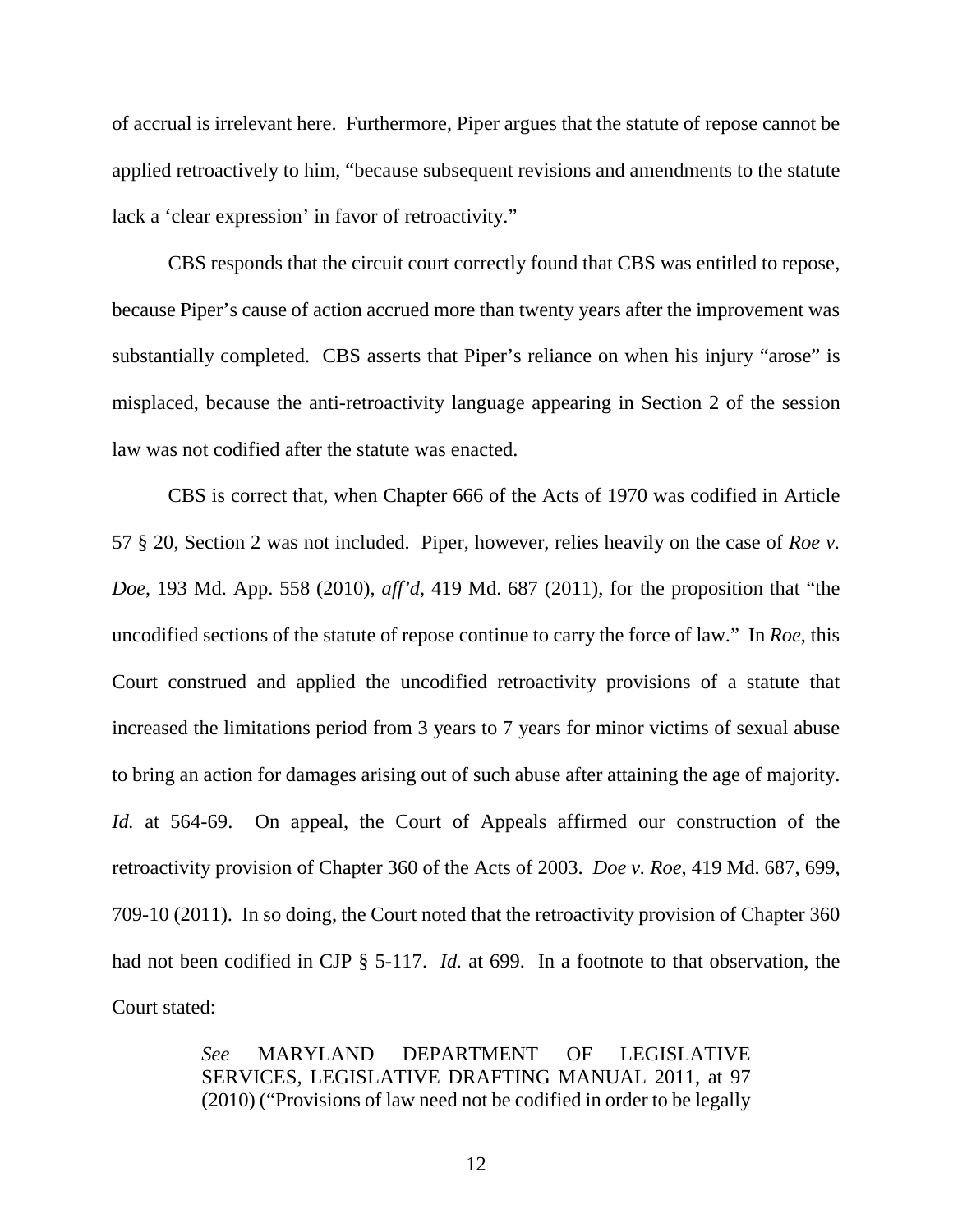of accrual is irrelevant here. Furthermore, Piper argues that the statute of repose cannot be applied retroactively to him, "because subsequent revisions and amendments to the statute lack a 'clear expression' in favor of retroactivity."

CBS responds that the circuit court correctly found that CBS was entitled to repose, because Piper's cause of action accrued more than twenty years after the improvement was substantially completed. CBS asserts that Piper's reliance on when his injury "arose" is misplaced, because the anti-retroactivity language appearing in Section 2 of the session law was not codified after the statute was enacted.

CBS is correct that, when Chapter 666 of the Acts of 1970 was codified in Article 57 § 20, Section 2 was not included. Piper, however, relies heavily on the case of *Roe v. Doe*, 193 Md. App. 558 (2010), *aff'd*, 419 Md. 687 (2011), for the proposition that "the uncodified sections of the statute of repose continue to carry the force of law." In *Roe*, this Court construed and applied the uncodified retroactivity provisions of a statute that increased the limitations period from 3 years to 7 years for minor victims of sexual abuse to bring an action for damages arising out of such abuse after attaining the age of majority. *Id.* at 564-69. On appeal, the Court of Appeals affirmed our construction of the retroactivity provision of Chapter 360 of the Acts of 2003. *Doe v. Roe*, 419 Md. 687, 699, 709-10 (2011). In so doing, the Court noted that the retroactivity provision of Chapter 360 had not been codified in CJP § 5-117. *Id.* at 699. In a footnote to that observation, the Court stated:

> *See* MARYLAND DEPARTMENT OF LEGISLATIVE SERVICES, LEGISLATIVE DRAFTING MANUAL 2011, at 97 (2010) ("Provisions of law need not be codified in order to be legally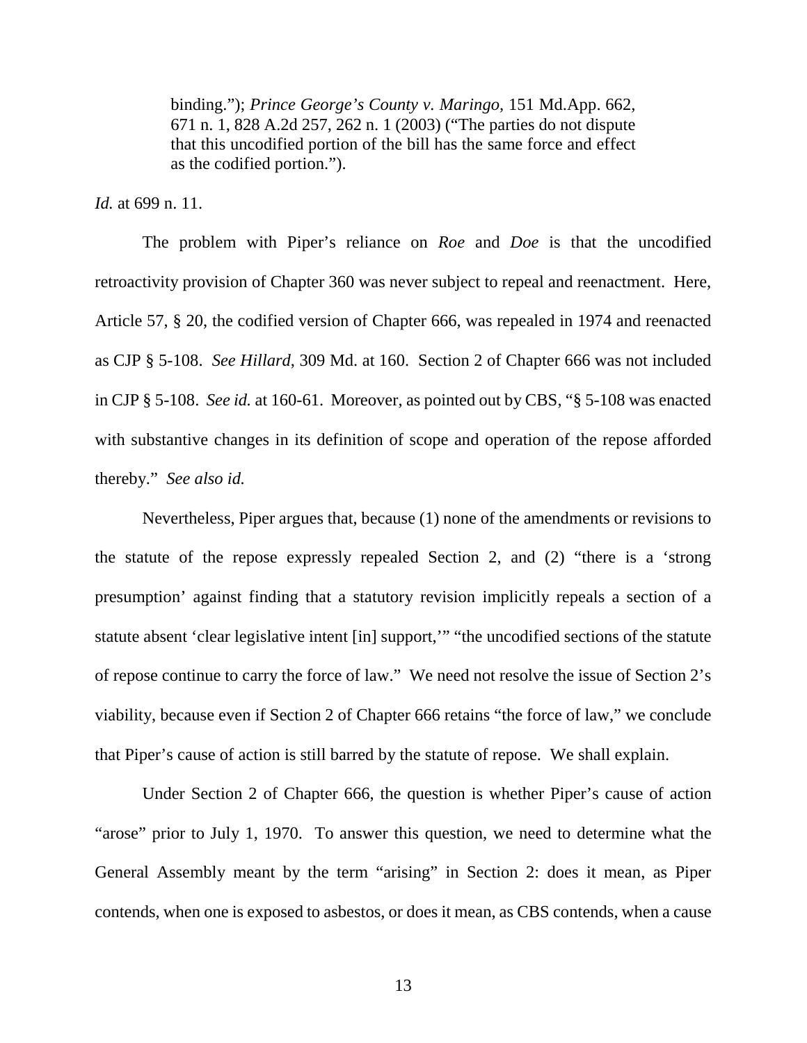> binding."); *Prince George's County v. Maringo*, 151 Md.App. 662, 671 n. 1, 828 A.2d 257, 262 n. 1 (2003) ("The parties do not dispute that this uncodified portion of the bill has the same force and effect as the codified portion.").

*Id.* at 699 n. 11.

The problem with Piper's reliance on *Roe* and *Doe* is that the uncodified retroactivity provision of Chapter 360 was never subject to repeal and reenactment. Here, Article 57, § 20, the codified version of Chapter 666, was repealed in 1974 and reenacted as CJP § 5-108. *See Hillard*, 309 Md. at 160. Section 2 of Chapter 666 was not included in CJP § 5-108. *See id.* at 160-61. Moreover, as pointed out by CBS, "§ 5-108 was enacted with substantive changes in its definition of scope and operation of the repose afforded thereby." *See also id.*

Nevertheless, Piper argues that, because (1) none of the amendments or revisions to the statute of the repose expressly repealed Section 2, and (2) "there is a 'strong presumption' against finding that a statutory revision implicitly repeals a section of a statute absent 'clear legislative intent [in] support,'" "the uncodified sections of the statute of repose continue to carry the force of law." We need not resolve the issue of Section 2's viability, because even if Section 2 of Chapter 666 retains "the force of law," we conclude that Piper's cause of action is still barred by the statute of repose. We shall explain.

Under Section 2 of Chapter 666, the question is whether Piper's cause of action "arose" prior to July 1, 1970. To answer this question, we need to determine what the General Assembly meant by the term "arising" in Section 2: does it mean, as Piper contends, when one is exposed to asbestos, or does it mean, as CBS contends, when a cause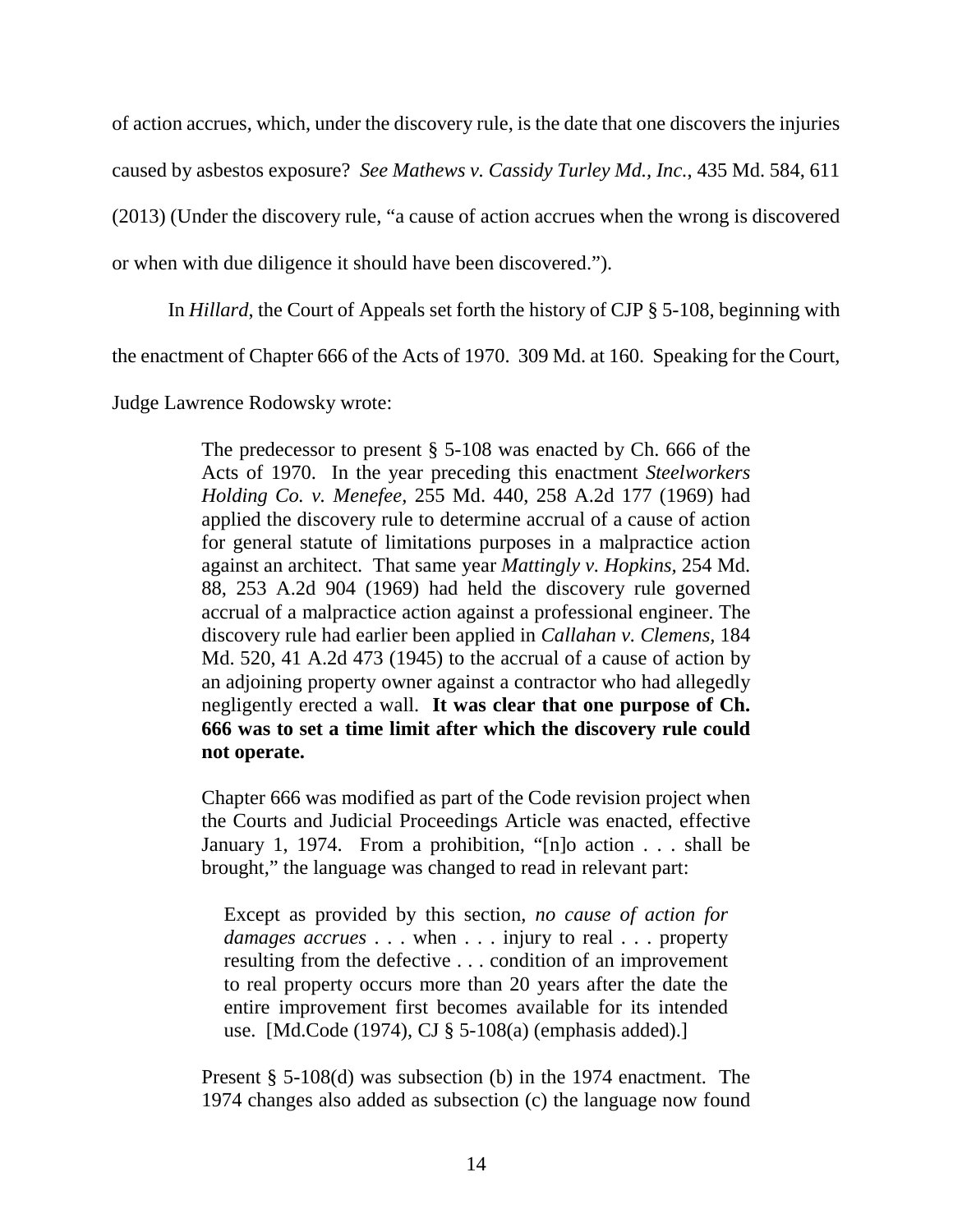of action accrues, which, under the discovery rule, is the date that one discovers the injuries caused by asbestos exposure? *See Mathews v. Cassidy Turley Md., Inc.*, 435 Md. 584, 611 (2013) (Under the discovery rule, "a cause of action accrues when the wrong is discovered or when with due diligence it should have been discovered.").

In *Hillard*, the Court of Appeals set forth the history of CJP § 5-108, beginning with the enactment of Chapter 666 of the Acts of 1970. 309 Md. at 160. Speaking for the Court, Judge Lawrence Rodowsky wrote:

> The predecessor to present § 5-108 was enacted by Ch. 666 of the Acts of 1970. In the year preceding this enactment *Steelworkers Holding Co. v. Menefee*, 255 Md. 440, 258 A.2d 177 (1969) had applied the discovery rule to determine accrual of a cause of action for general statute of limitations purposes in a malpractice action against an architect. That same year *Mattingly v. Hopkins*, 254 Md. 88, 253 A.2d 904 (1969) had held the discovery rule governed accrual of a malpractice action against a professional engineer. The discovery rule had earlier been applied in *Callahan v. Clemens*, 184 Md. 520, 41 A.2d 473 (1945) to the accrual of a cause of action by an adjoining property owner against a contractor who had allegedly negligently erected a wall. **It was clear that one purpose of Ch. 666 was to set a time limit after which the discovery rule could not operate.**
>
> Chapter 666 was modified as part of the Code revision project when the Courts and Judicial Proceedings Article was enacted, effective January 1, 1974. From a prohibition, "[n]o action . . . shall be brought," the language was changed to read in relevant part:
>
> > Except as provided by this section, *no cause of action for damages accrues* . . . when . . . injury to real . . . property resulting from the defective . . . condition of an improvement to real property occurs more than 20 years after the date the entire improvement first becomes available for its intended use. [Md.Code (1974), CJ § 5-108(a) (emphasis added).]
>
> Present § 5-108(d) was subsection (b) in the 1974 enactment. The 1974 changes also added as subsection (c) the language now found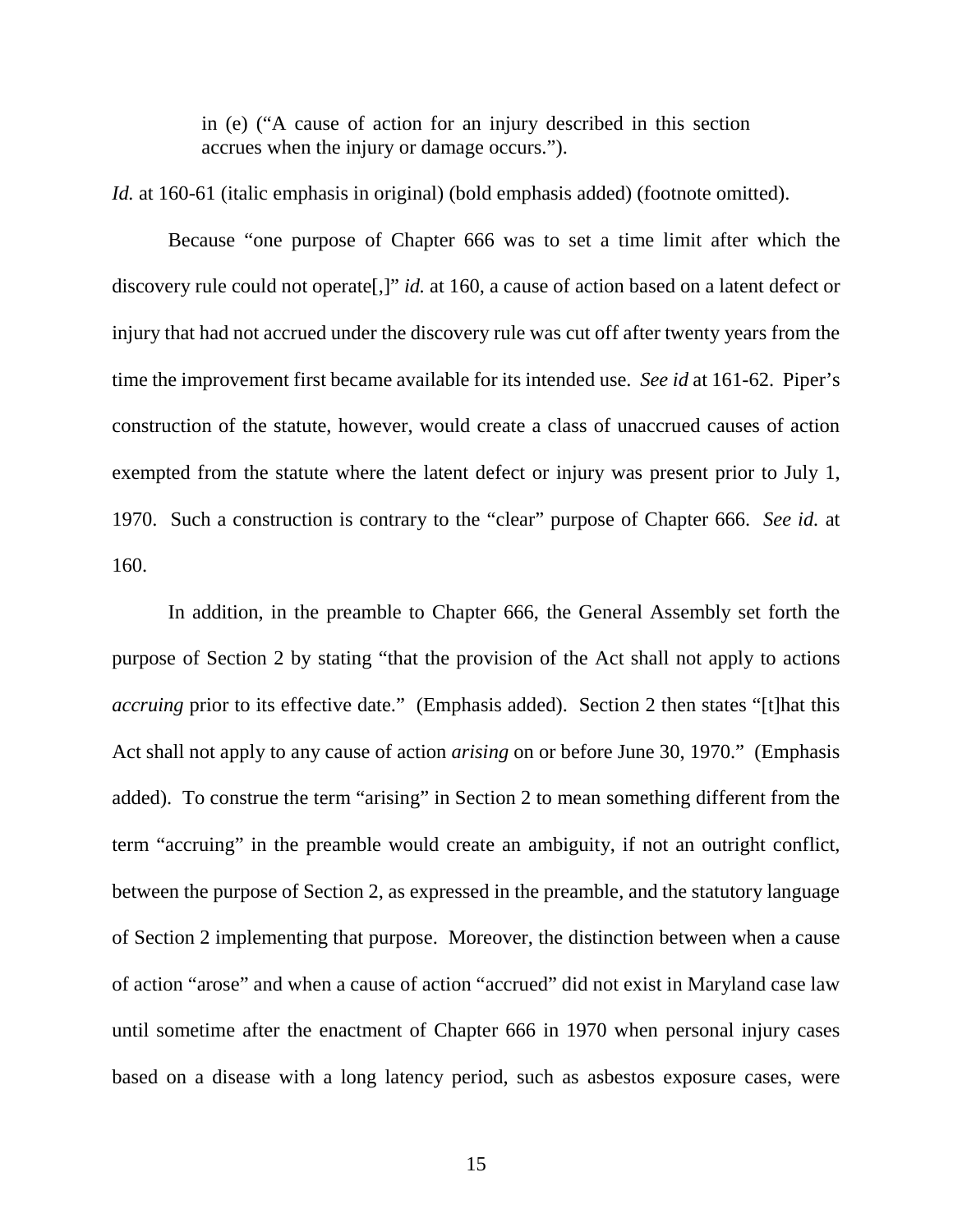> in (e) ("A cause of action for an injury described in this section accrues when the injury or damage occurs.").

*Id.* at 160-61 (italic emphasis in original) (bold emphasis added) (footnote omitted).

Because "one purpose of Chapter 666 was to set a time limit after which the discovery rule could not operate[,]" *id.* at 160, a cause of action based on a latent defect or injury that had not accrued under the discovery rule was cut off after twenty years from the time the improvement first became available for its intended use. *See id* at 161-62. Piper's construction of the statute, however, would create a class of unaccrued causes of action exempted from the statute where the latent defect or injury was present prior to July 1, 1970. Such a construction is contrary to the "clear" purpose of Chapter 666. *See id.* at 160.

In addition, in the preamble to Chapter 666, the General Assembly set forth the purpose of Section 2 by stating "that the provision of the Act shall not apply to actions *accruing* prior to its effective date." (Emphasis added). Section 2 then states "[t]hat this Act shall not apply to any cause of action *arising* on or before June 30, 1970." (Emphasis added). To construe the term "arising" in Section 2 to mean something different from the term "accruing" in the preamble would create an ambiguity, if not an outright conflict, between the purpose of Section 2, as expressed in the preamble, and the statutory language of Section 2 implementing that purpose. Moreover, the distinction between when a cause of action "arose" and when a cause of action "accrued" did not exist in Maryland case law until sometime after the enactment of Chapter 666 in 1970 when personal injury cases based on a disease with a long latency period, such as asbestos exposure cases, were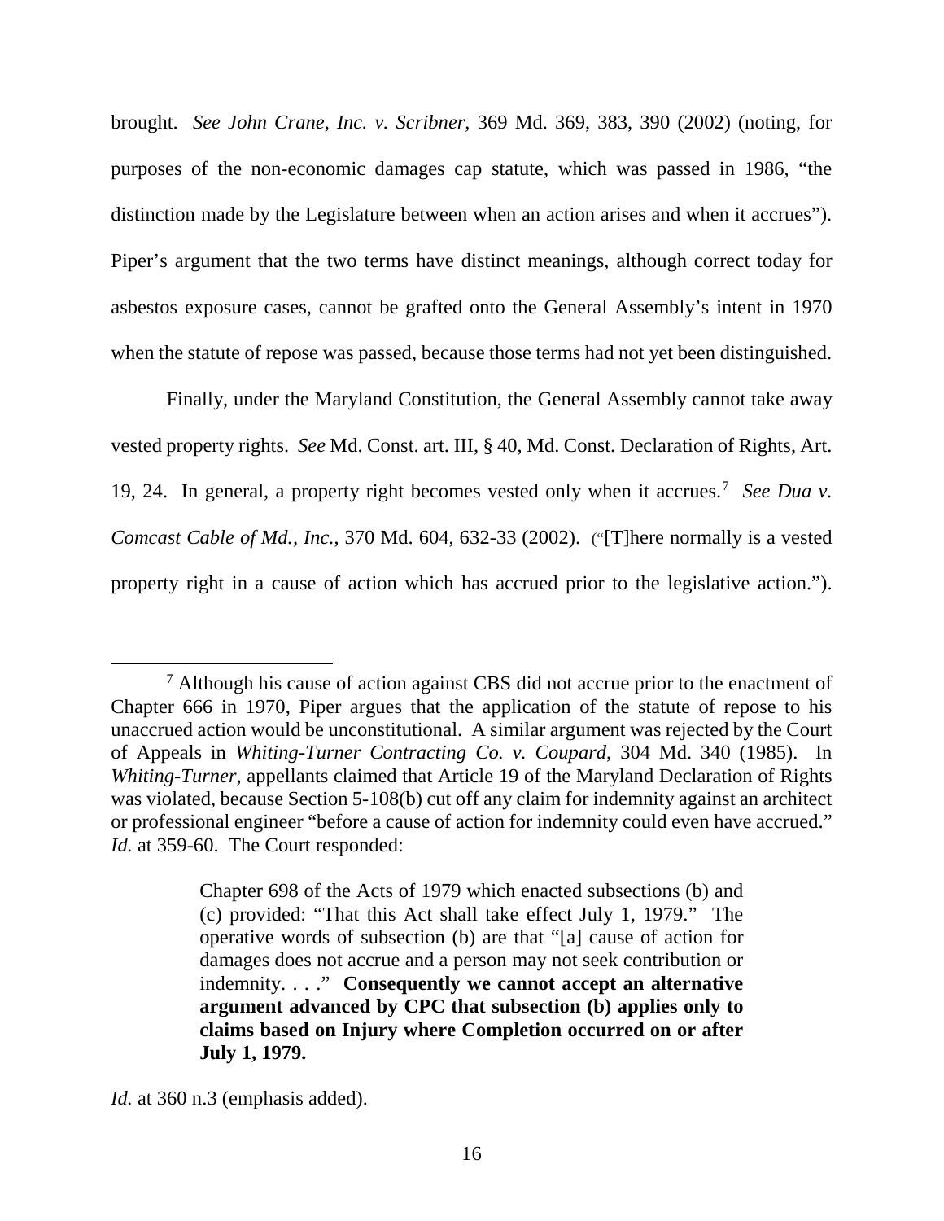brought. *See John Crane, Inc. v. Scribner*, 369 Md. 369, 383, 390 (2002) (noting, for purposes of the non-economic damages cap statute, which was passed in 1986, "the distinction made by the Legislature between when an action arises and when it accrues"). Piper's argument that the two terms have distinct meanings, although correct today for asbestos exposure cases, cannot be grafted onto the General Assembly's intent in 1970 when the statute of repose was passed, because those terms had not yet been distinguished.

Finally, under the Maryland Constitution, the General Assembly cannot take away vested property rights. *See* Md. Const. art. III, § 40, Md. Const. Declaration of Rights, Art. 19, 24. In general, a property right becomes vested only when it accrues.[7] *See Dua v. Comcast Cable of Md., Inc.*, 370 Md. 604, 632-33 (2002). ("[T]here normally is a vested property right in a cause of action which has accrued prior to the legislative action.").

---

[7] Although his cause of action against CBS did not accrue prior to the enactment of Chapter 666 in 1970, Piper argues that the application of the statute of repose to his unaccrued action would be unconstitutional. A similar argument was rejected by the Court of Appeals in *Whiting-Turner Contracting Co. v. Coupard*, 304 Md. 340 (1985). In *Whiting-Turner*, appellants claimed that Article 19 of the Maryland Declaration of Rights was violated, because Section 5-108(b) cut off any claim for indemnity against an architect or professional engineer "before a cause of action for indemnity could even have accrued." *Id.* at 359-60. The Court responded:

> Chapter 698 of the Acts of 1979 which enacted subsections (b) and (c) provided: "That this Act shall take effect July 1, 1979." The operative words of subsection (b) are that "[a] cause of action for damages does not accrue and a person may not seek contribution or indemnity. . . ." **Consequently we cannot accept an alternative argument advanced by CPC that subsection (b) applies only to claims based on Injury where Completion occurred on or after July 1, 1979.**

*Id.* at 360 n.3 (emphasis added).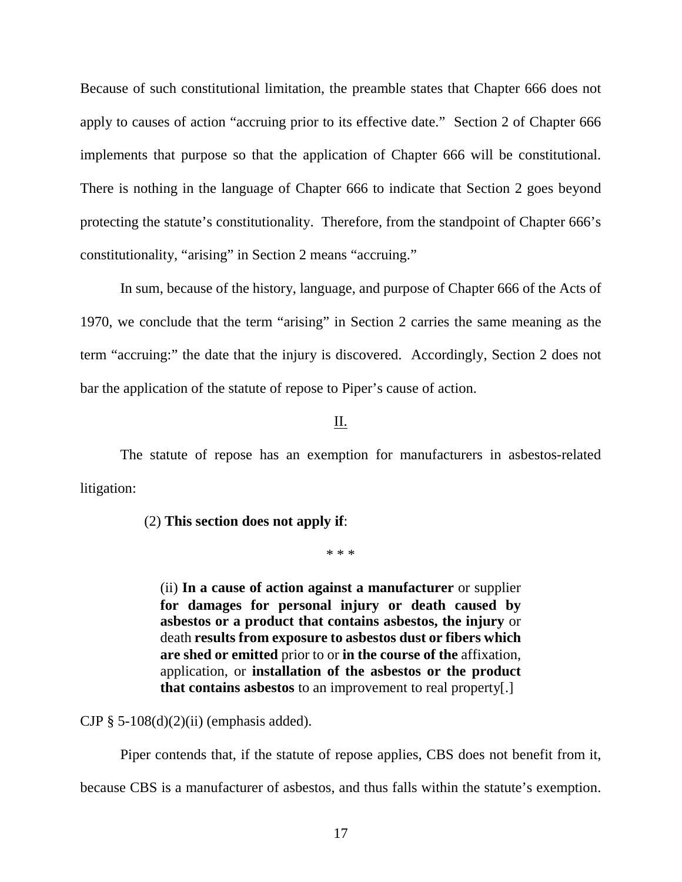Because of such constitutional limitation, the preamble states that Chapter 666 does not apply to causes of action "accruing prior to its effective date." Section 2 of Chapter 666 implements that purpose so that the application of Chapter 666 will be constitutional. There is nothing in the language of Chapter 666 to indicate that Section 2 goes beyond protecting the statute's constitutionality. Therefore, from the standpoint of Chapter 666's constitutionality, "arising" in Section 2 means "accruing."

In sum, because of the history, language, and purpose of Chapter 666 of the Acts of 1970, we conclude that the term "arising" in Section 2 carries the same meaning as the term "accruing:" the date that the injury is discovered. Accordingly, Section 2 does not bar the application of the statute of repose to Piper's cause of action.

<u>II.</u>

The statute of repose has an exemption for manufacturers in asbestos-related litigation:

> (2) **This section does not apply if**:
>
> \* \* \*
>
> (ii) **In a cause of action against a manufacturer** or supplier **for damages for personal injury or death caused by asbestos or a product that contains asbestos, the injury** or death **results from exposure to asbestos dust or fibers which are shed or emitted** prior to or **in the course of the** affixation, application, or **installation of the asbestos or the product that contains asbestos** to an improvement to real property[.]

CJP § 5-108(d)(2)(ii) (emphasis added).

Piper contends that, if the statute of repose applies, CBS does not benefit from it, because CBS is a manufacturer of asbestos, and thus falls within the statute's exemption.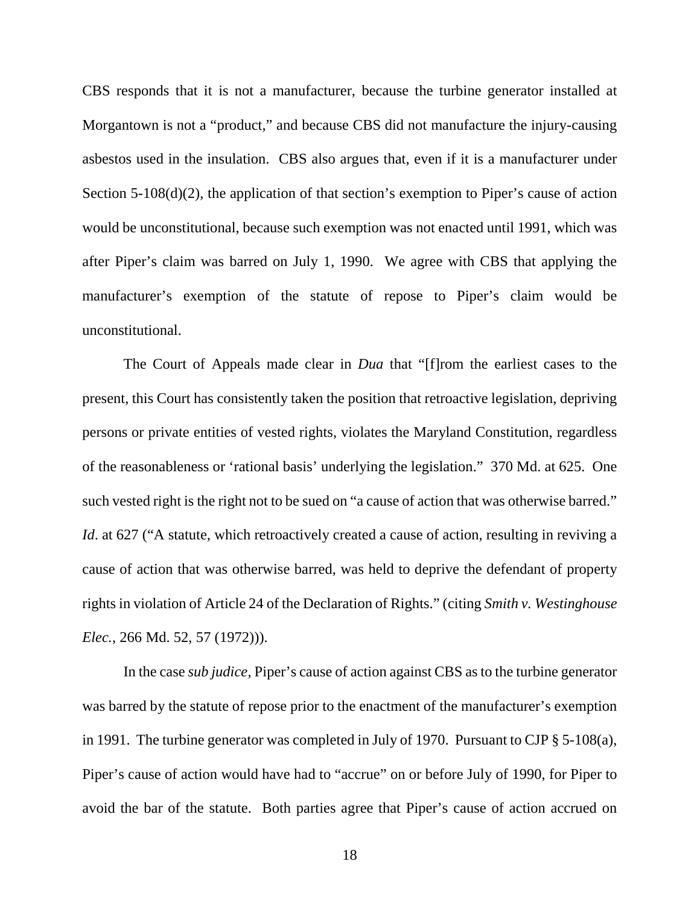CBS responds that it is not a manufacturer, because the turbine generator installed at Morgantown is not a "product," and because CBS did not manufacture the injury-causing asbestos used in the insulation. CBS also argues that, even if it is a manufacturer under Section 5-108(d)(2), the application of that section's exemption to Piper's cause of action would be unconstitutional, because such exemption was not enacted until 1991, which was after Piper's claim was barred on July 1, 1990. We agree with CBS that applying the manufacturer's exemption of the statute of repose to Piper's claim would be unconstitutional.

The Court of Appeals made clear in *Dua* that "[f]rom the earliest cases to the present, this Court has consistently taken the position that retroactive legislation, depriving persons or private entities of vested rights, violates the Maryland Constitution, regardless of the reasonableness or 'rational basis' underlying the legislation." 370 Md. at 625. One such vested right is the right not to be sued on "a cause of action that was otherwise barred." *Id*. at 627 ("A statute, which retroactively created a cause of action, resulting in reviving a cause of action that was otherwise barred, was held to deprive the defendant of property rights in violation of Article 24 of the Declaration of Rights." (citing *Smith v. Westinghouse Elec.*, 266 Md. 52, 57 (1972))).

In the case *sub judice*, Piper's cause of action against CBS as to the turbine generator was barred by the statute of repose prior to the enactment of the manufacturer's exemption in 1991. The turbine generator was completed in July of 1970. Pursuant to CJP § 5-108(a), Piper's cause of action would have had to "accrue" on or before July of 1990, for Piper to avoid the bar of the statute. Both parties agree that Piper's cause of action accrued on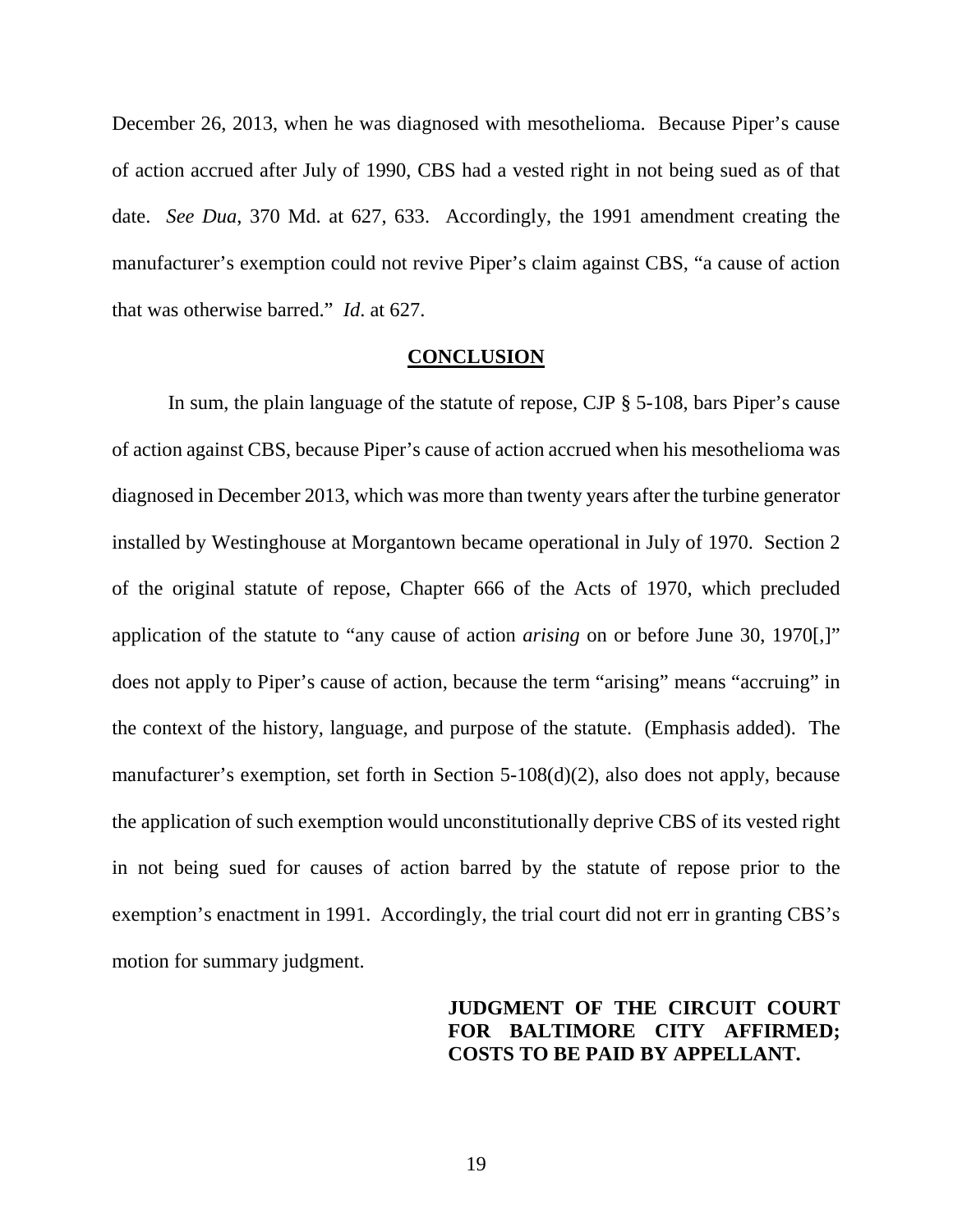December 26, 2013, when he was diagnosed with mesothelioma. Because Piper's cause of action accrued after July of 1990, CBS had a vested right in not being sued as of that date. *See Dua*, 370 Md. at 627, 633. Accordingly, the 1991 amendment creating the manufacturer's exemption could not revive Piper's claim against CBS, "a cause of action that was otherwise barred." *Id*. at 627.

## CONCLUSION

In sum, the plain language of the statute of repose, CJP § 5-108, bars Piper's cause of action against CBS, because Piper's cause of action accrued when his mesothelioma was diagnosed in December 2013, which was more than twenty years after the turbine generator installed by Westinghouse at Morgantown became operational in July of 1970. Section 2 of the original statute of repose, Chapter 666 of the Acts of 1970, which precluded application of the statute to "any cause of action *arising* on or before June 30, 1970[,]" does not apply to Piper's cause of action, because the term "arising" means "accruing" in the context of the history, language, and purpose of the statute. (Emphasis added). The manufacturer's exemption, set forth in Section 5-108(d)(2), also does not apply, because the application of such exemption would unconstitutionally deprive CBS of its vested right in not being sued for causes of action barred by the statute of repose prior to the exemption's enactment in 1991. Accordingly, the trial court did not err in granting CBS's motion for summary judgment.

**JUDGMENT OF THE CIRCUIT COURT FOR BALTIMORE CITY AFFIRMED; COSTS TO BE PAID BY APPELLANT.**